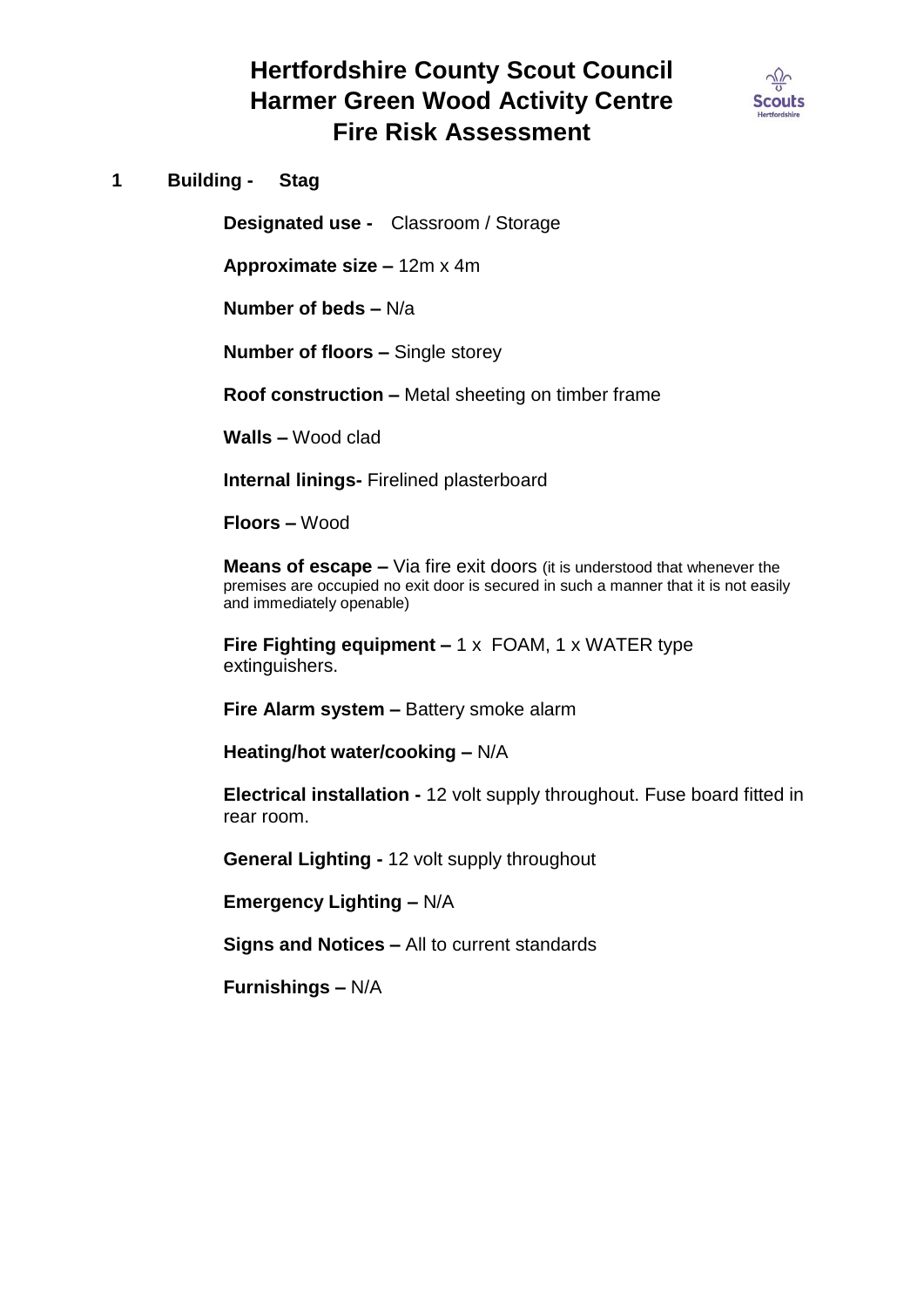# Hertfordshire County Scout Council
# Harmer Green Wood Activity Centre
# Fire Risk Assessment

## 1 Building - Stag

**Designated use -** Classroom / Storage

**Approximate size –** 12m x 4m

**Number of beds –** N/a

**Number of floors –** Single storey

**Roof construction –** Metal sheeting on timber frame

**Walls –** Wood clad

**Internal linings-** Firelined plasterboard

**Floors –** Wood

**Means of escape –** Via fire exit doors (it is understood that whenever the premises are occupied no exit door is secured in such a manner that it is not easily and immediately openable)

**Fire Fighting equipment –** 1 x FOAM, 1 x WATER type extinguishers.

**Fire Alarm system –** Battery smoke alarm

**Heating/hot water/cooking –** N/A

**Electrical installation -** 12 volt supply throughout. Fuse board fitted in rear room.

**General Lighting -** 12 volt supply throughout

**Emergency Lighting –** N/A

**Signs and Notices –** All to current standards

**Furnishings –** N/A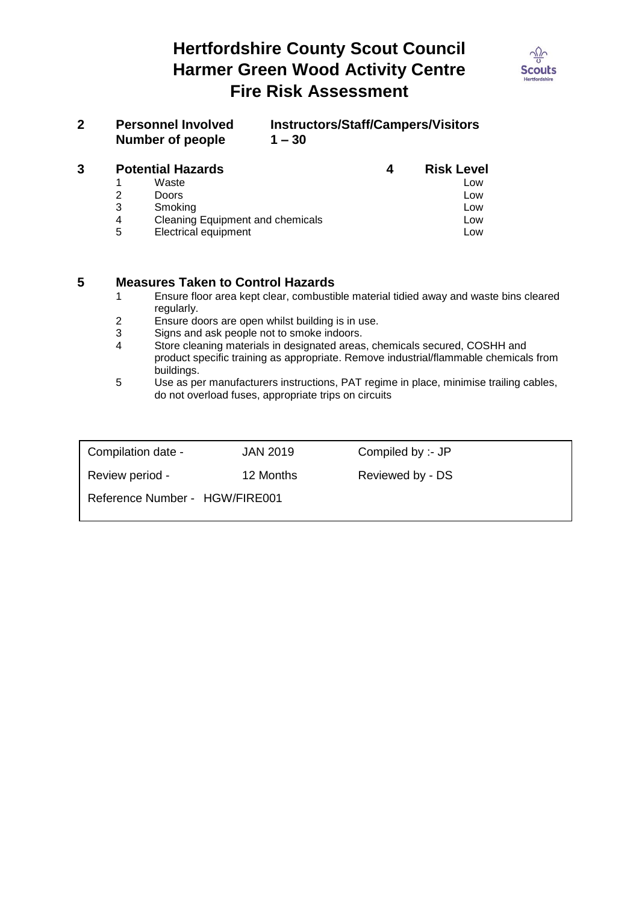# Hertfordshire County Scout Council
# Harmer Green Wood Activity Centre
# Fire Risk Assessment

**2 Personnel Involved** **Instructors/Staff/Campers/Visitors**
**Number of people** **1 – 30**

| **3** | **Potential Hazards** | **4 Risk Level** |
|---|---|---|
| 1 | Waste | Low |
| 2 | Doors | Low |
| 3 | Smoking | Low |
| 4 | Cleaning Equipment and chemicals | Low |
| 5 | Electrical equipment | Low |

**5 Measures Taken to Control Hazards**

1. Ensure floor area kept clear, combustible material tidied away and waste bins cleared regularly.
2. Ensure doors are open whilst building is in use.
3. Signs and ask people not to smoke indoors.
4. Store cleaning materials in designated areas, chemicals secured, COSHH and product specific training as appropriate. Remove industrial/flammable chemicals from buildings.
5. Use as per manufacturers instructions, PAT regime in place, minimise trailing cables, do not overload fuses, appropriate trips on circuits

| | | |
|---|---|---|
| Compilation date - | JAN 2019 | Compiled by :- JP |
| Review period - | 12 Months | Reviewed by - DS |
| Reference Number - HGW/FIRE001 | | |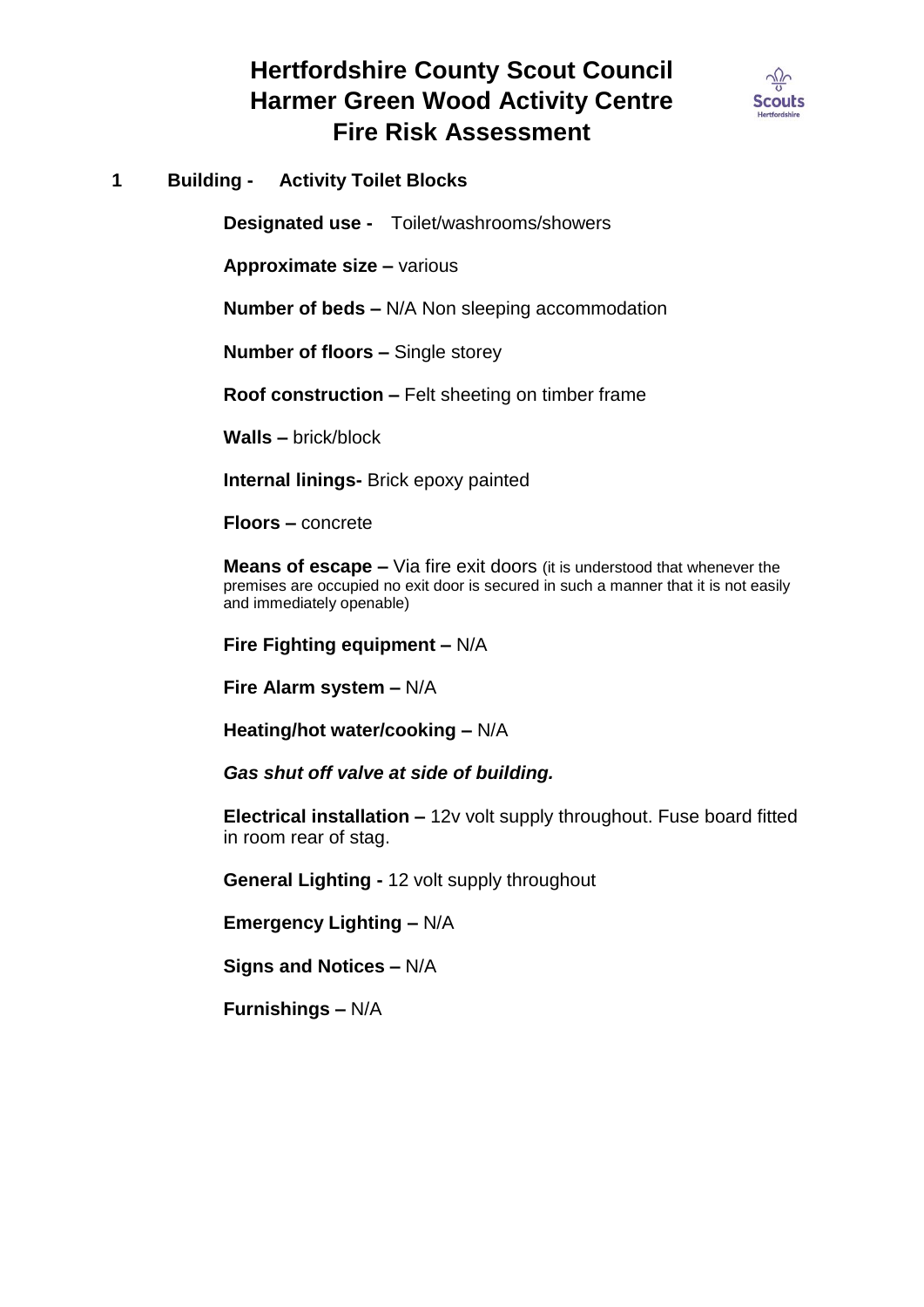# Hertfordshire County Scout Council
# Harmer Green Wood Activity Centre
# Fire Risk Assessment

**1 Building - Activity Toilet Blocks**

**Designated use -** Toilet/washrooms/showers

**Approximate size –** various

**Number of beds –** N/A Non sleeping accommodation

**Number of floors –** Single storey

**Roof construction –** Felt sheeting on timber frame

**Walls –** brick/block

**Internal linings-** Brick epoxy painted

**Floors –** concrete

**Means of escape –** Via fire exit doors (it is understood that whenever the premises are occupied no exit door is secured in such a manner that it is not easily and immediately openable)

**Fire Fighting equipment –** N/A

**Fire Alarm system –** N/A

**Heating/hot water/cooking –** N/A

***Gas shut off valve at side of building.***

**Electrical installation –** 12v volt supply throughout. Fuse board fitted in room rear of stag.

**General Lighting -** 12 volt supply throughout

**Emergency Lighting –** N/A

**Signs and Notices –** N/A

**Furnishings –** N/A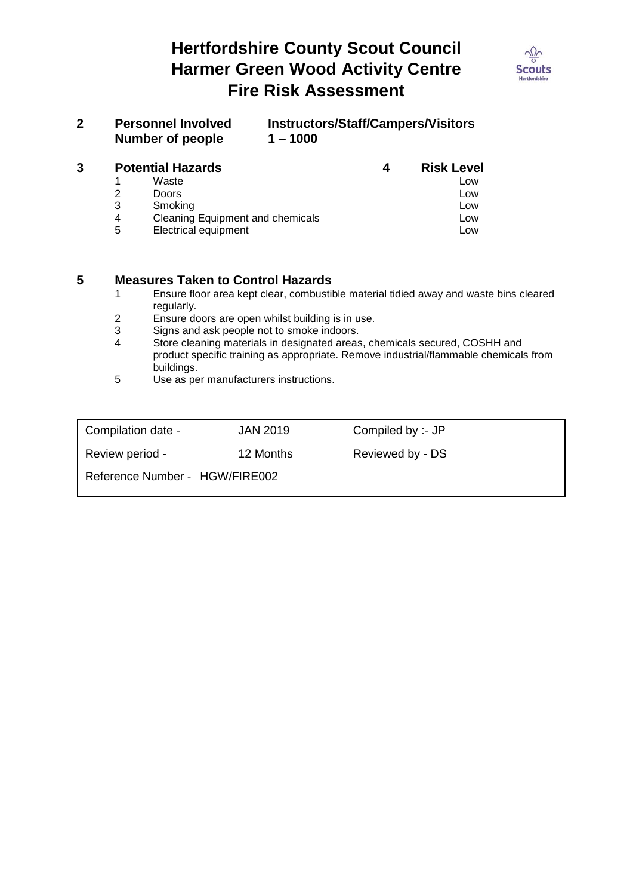# Hertfordshire County Scout Council
# Harmer Green Wood Activity Centre
# Fire Risk Assessment

**2 Personnel Involved** **Instructors/Staff/Campers/Visitors**
**Number of people** **1 – 1000**

| **3** | **Potential Hazards** | **4 Risk Level** |
|---|---|---|
| 1 | Waste | Low |
| 2 | Doors | Low |
| 3 | Smoking | Low |
| 4 | Cleaning Equipment and chemicals | Low |
| 5 | Electrical equipment | Low |

**5 Measures Taken to Control Hazards**

1. Ensure floor area kept clear, combustible material tidied away and waste bins cleared regularly.
2. Ensure doors are open whilst building is in use.
3. Signs and ask people not to smoke indoors.
4. Store cleaning materials in designated areas, chemicals secured, COSHH and product specific training as appropriate. Remove industrial/flammable chemicals from buildings.
5. Use as per manufacturers instructions.

| | | |
|---|---|---|
| Compilation date - | JAN 2019 | Compiled by :- JP |
| Review period - | 12 Months | Reviewed by - DS |
| Reference Number - HGW/FIRE002 | | |